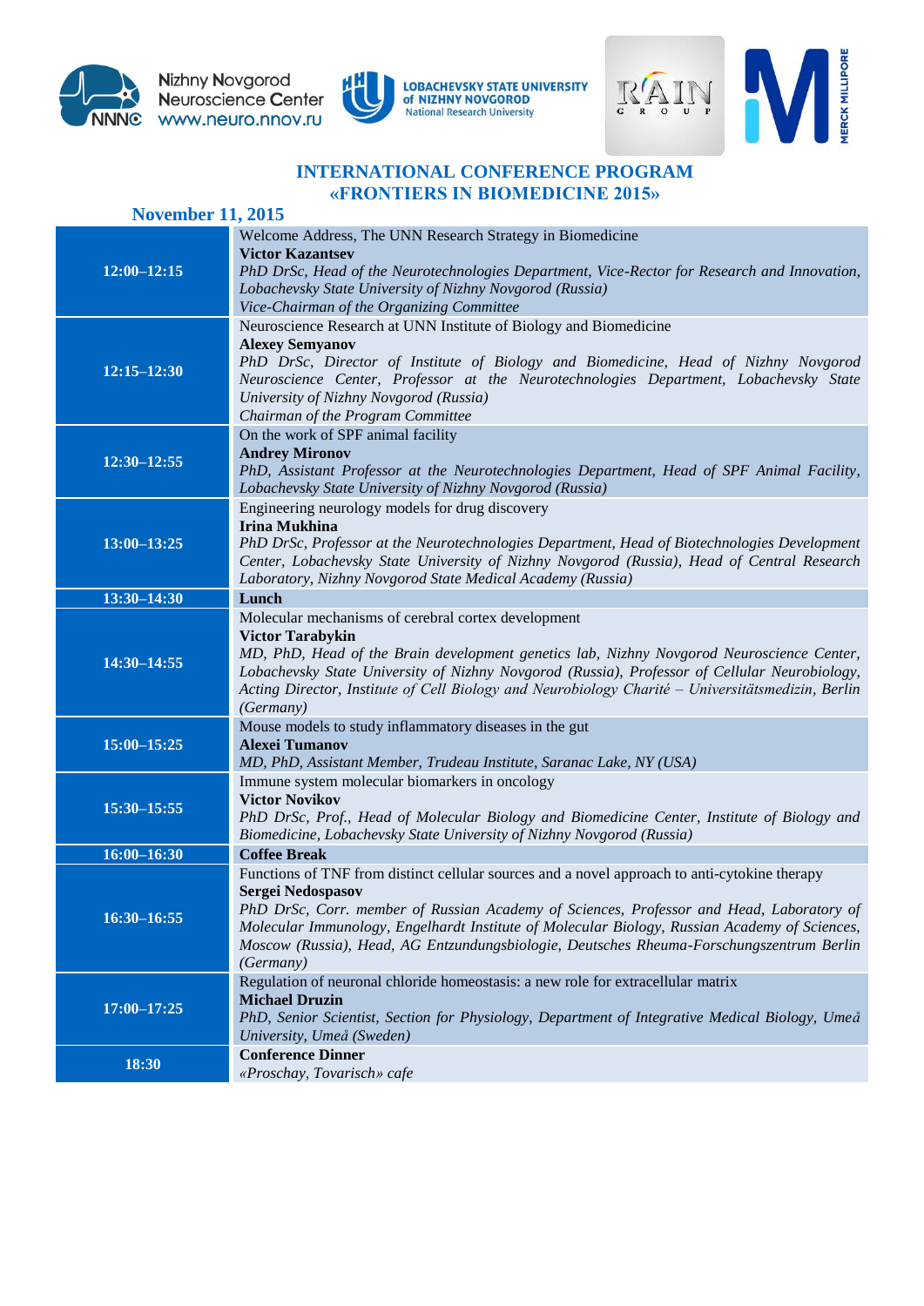Nizhny Novgorod Neuroscience Center
www.neuro.nnov.ru

LOBACHEVSKY STATE UNIVERSITY of NIZHNY NOVGOROD
National Research University

# INTERNATIONAL CONFERENCE PROGRAM
# «FRONTIERS IN BIOMEDICINE 2015»

## November 11, 2015

| Time | Program |
|---|---|
| **12:00–12:15** | Welcome Address, The UNN Research Strategy in Biomedicine<br>**Victor Kazantsev**<br>*PhD DrSc, Head of the Neurotechnologies Department, Vice-Rector for Research and Innovation, Lobachevsky State University of Nizhny Novgorod (Russia)*<br>*Vice-Chairman of the Organizing Committee* |
| **12:15–12:30** | Neuroscience Research at UNN Institute of Biology and Biomedicine<br>**Alexey Semyanov**<br>*PhD DrSc, Director of Institute of Biology and Biomedicine, Head of Nizhny Novgorod Neuroscience Center, Professor at the Neurotechnologies Department, Lobachevsky State University of Nizhny Novgorod (Russia)*<br>*Chairman of the Program Committee* |
| **12:30–12:55** | On the work of SPF animal facility<br>**Andrey Mironov**<br>*PhD, Assistant Professor at the Neurotechnologies Department, Head of SPF Animal Facility, Lobachevsky State University of Nizhny Novgorod (Russia)* |
| **13:00–13:25** | Engineering neurology models for drug discovery<br>**Irina Mukhina**<br>*PhD DrSc, Professor at the Neurotechnologies Department, Head of Biotechnologies Development Center, Lobachevsky State University of Nizhny Novgorod (Russia), Head of Central Research Laboratory, Nizhny Novgorod State Medical Academy (Russia)* |
| **13:30–14:30** | **Lunch** |
| **14:30–14:55** | Molecular mechanisms of cerebral cortex development<br>**Victor Tarabykin**<br>*MD, PhD, Head of the Brain development genetics lab, Nizhny Novgorod Neuroscience Center, Lobachevsky State University of Nizhny Novgorod (Russia), Professor of Cellular Neurobiology, Acting Director, Institute of Cell Biology and Neurobiology Charité – Universitätsmedizin, Berlin (Germany)* |
| **15:00–15:25** | Mouse models to study inflammatory diseases in the gut<br>**Alexei Tumanov**<br>*MD, PhD, Assistant Member, Trudeau Institute, Saranac Lake, NY (USA)* |
| **15:30–15:55** | Immune system molecular biomarkers in oncology<br>**Victor Novikov**<br>*PhD DrSc, Prof., Head of Molecular Biology and Biomedicine Center, Institute of Biology and Biomedicine, Lobachevsky State University of Nizhny Novgorod (Russia)* |
| **16:00–16:30** | **Coffee Break** |
| **16:30–16:55** | Functions of TNF from distinct cellular sources and a novel approach to anti-cytokine therapy<br>**Sergei Nedospasov**<br>*PhD DrSc, Corr. member of Russian Academy of Sciences, Professor and Head, Laboratory of Molecular Immunology, Engelhardt Institute of Molecular Biology, Russian Academy of Sciences, Moscow (Russia), Head, AG Entzundungsbiologie, Deutsches Rheuma-Forschungszentrum Berlin (Germany)* |
| **17:00–17:25** | Regulation of neuronal chloride homeostasis: a new role for extracellular matrix<br>**Michael Druzin**<br>*PhD, Senior Scientist, Section for Physiology, Department of Integrative Medical Biology, Umeå University, Umeå (Sweden)* |
| **18:30** | **Conference Dinner**<br>*«Proschay, Tovarisch» cafe* |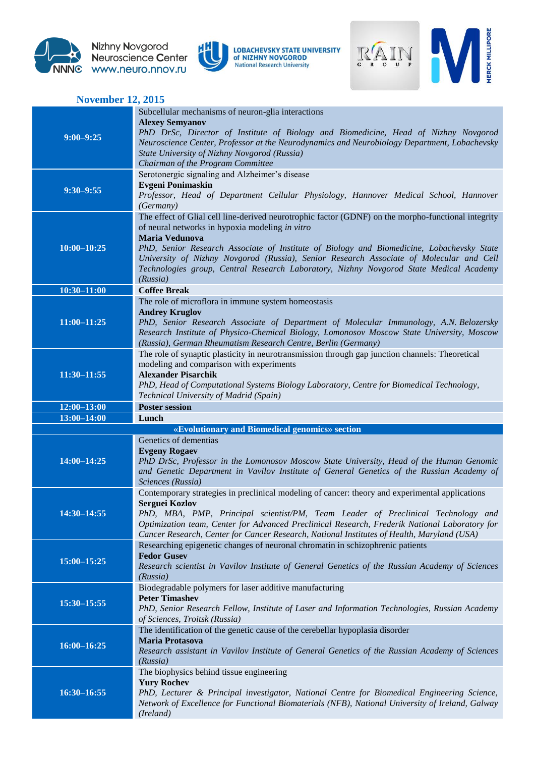## November 12, 2015

| | |
|---|---|
| **9:00–9:25** | Subcellular mechanisms of neuron-glia interactions<br>**Alexey Semyanov**<br>*PhD DrSc, Director of Institute of Biology and Biomedicine, Head of Nizhny Novgorod Neuroscience Center, Professor at the Neurodynamics and Neurobiology Department, Lobachevsky State University of Nizhny Novgorod (Russia)*<br>*Chairman of the Program Committee* |
| **9:30–9:55** | Serotonergic signaling and Alzheimer's disease<br>**Evgeni Ponimaskin**<br>*Professor, Head of Department Cellular Physiology, Hannover Medical School, Hannover (Germany)* |
| **10:00–10:25** | The effect of Glial cell line-derived neurotrophic factor (GDNF) on the morpho-functional integrity of neural networks in hypoxia modeling *in vitro*<br>**Maria Vedunova**<br>*PhD, Senior Research Associate of Institute of Biology and Biomedicine, Lobachevsky State University of Nizhny Novgorod (Russia), Senior Research Associate of Molecular and Cell Technologies group, Central Research Laboratory, Nizhny Novgorod State Medical Academy (Russia)* |
| **10:30–11:00** | **Coffee Break** |
| **11:00–11:25** | The role of microflora in immune system homeostasis<br>**Andrey Kruglov**<br>*PhD, Senior Research Associate of Department of Molecular Immunology, A.N. Belozersky Research Institute of Physico-Chemical Biology, Lomonosov Moscow State University, Moscow (Russia), German Rheumatism Research Centre, Berlin (Germany)* |
| **11:30–11:55** | The role of synaptic plasticity in neurotransmission through gap junction channels: Theoretical modeling and comparison with experiments<br>**Alexander Pisarchik**<br>*PhD, Head of Computational Systems Biology Laboratory, Centre for Biomedical Technology, Technical University of Madrid (Spain)* |
| **12:00–13:00** | **Poster session** |
| **13:00–14:00** | **Lunch** |
| | **«Evolutionary and Biomedical genomics» section** |
| **14:00–14:25** | Genetics of dementias<br>**Evgeny Rogaev**<br>*PhD DrSc, Professor in the Lomonosov Moscow State University, Head of the Human Genomic and Genetic Department in Vavilov Institute of General Genetics of the Russian Academy of Sciences (Russia)* |
| **14:30–14:55** | Contemporary strategies in preclinical modeling of cancer: theory and experimental applications<br>**Serguei Kozlov**<br>*PhD, MBA, PMP, Principal scientist/PM, Team Leader of Preclinical Technology and Optimization team, Center for Advanced Preclinical Research, Frederik National Laboratory for Cancer Research, Center for Cancer Research, National Institutes of Health, Maryland (USA)* |
| **15:00–15:25** | Researching epigenetic changes of neuronal chromatin in schizophrenic patients<br>**Fedor Gusev**<br>*Research scientist in Vavilov Institute of General Genetics of the Russian Academy of Sciences (Russia)* |
| **15:30–15:55** | Biodegradable polymers for laser additive manufacturing<br>**Peter Timashev**<br>*PhD, Senior Research Fellow, Institute of Laser and Information Technologies, Russian Academy of Sciences, Troitsk (Russia)* |
| **16:00–16:25** | The identification of the genetic cause of the cerebellar hypoplasia disorder<br>**Maria Protasova**<br>*Research assistant in Vavilov Institute of General Genetics of the Russian Academy of Sciences (Russia)* |
| **16:30–16:55** | The biophysics behind tissue engineering<br>**Yury Rochev**<br>*PhD, Lecturer & Principal investigator, National Centre for Biomedical Engineering Science, Network of Excellence for Functional Biomaterials (NFB), National University of Ireland, Galway (Ireland)* |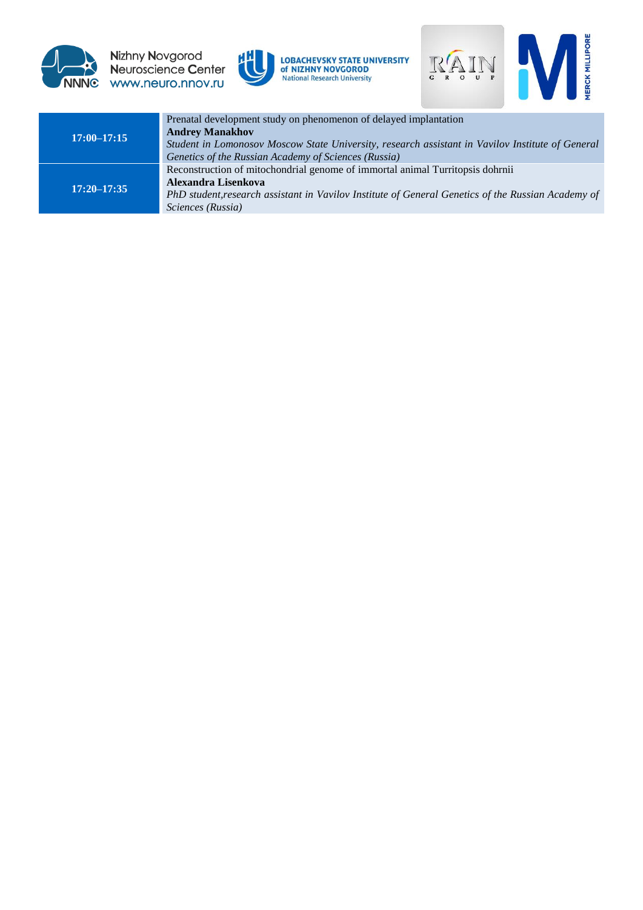| | |
|---|---|
| **17:00–17:15** | Prenatal development study on phenomenon of delayed implantation<br>**Andrey Manakhov**<br>*Student in Lomonosov Moscow State University, research assistant in Vavilov Institute of General Genetics of the Russian Academy of Sciences (Russia)* |
| **17:20–17:35** | Reconstruction of mitochondrial genome of immortal animal Turritopsis dohrnii<br>**Alexandra Lisenkova**<br>*PhD student,research assistant in Vavilov Institute of General Genetics of the Russian Academy of Sciences (Russia)* |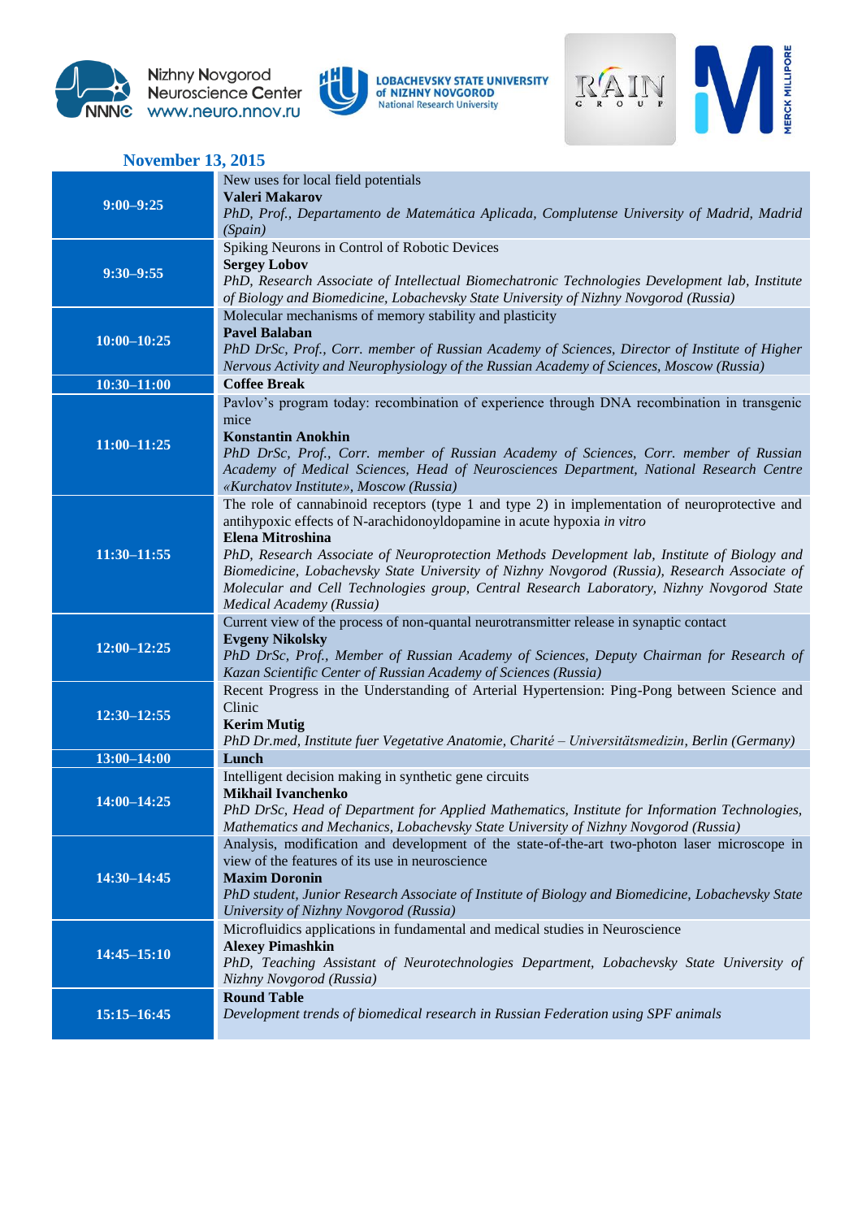Nizhny Novgorod Neuroscience Center
www.neuro.nnov.ru

LOBACHEVSKY STATE UNIVERSITY of NIZHNY NOVGOROD
National Research University

RAIN GROUP

MERCK MILLIPORE

## November 13, 2015

| | |
|---|---|
| **9:00–9:25** | New uses for local field potentials<br>**Valeri Makarov**<br>*PhD, Prof., Departamento de Matemática Aplicada, Complutense University of Madrid, Madrid (Spain)* |
| **9:30–9:55** | Spiking Neurons in Control of Robotic Devices<br>**Sergey Lobov**<br>*PhD, Research Associate of Intellectual Biomechatronic Technologies Development lab, Institute of Biology and Biomedicine, Lobachevsky State University of Nizhny Novgorod (Russia)* |
| **10:00–10:25** | Molecular mechanisms of memory stability and plasticity<br>**Pavel Balaban**<br>*PhD DrSc, Prof., Corr. member of Russian Academy of Sciences, Director of Institute of Higher Nervous Activity and Neurophysiology of the Russian Academy of Sciences, Moscow (Russia)* |
| **10:30–11:00** | **Coffee Break** |
| **11:00–11:25** | Pavlov's program today: recombination of experience through DNA recombination in transgenic mice<br>**Konstantin Anokhin**<br>*PhD DrSc, Prof., Corr. member of Russian Academy of Sciences, Corr. member of Russian Academy of Medical Sciences, Head of Neurosciences Department, National Research Centre «Kurchatov Institute», Moscow (Russia)* |
| **11:30–11:55** | The role of cannabinoid receptors (type 1 and type 2) in implementation of neuroprotective and antihypoxic effects of N-arachidonoyldopamine in acute hypoxia *in vitro*<br>**Elena Mitroshina**<br>*PhD, Research Associate of Neuroprotection Methods Development lab, Institute of Biology and Biomedicine, Lobachevsky State University of Nizhny Novgorod (Russia), Research Associate of Molecular and Cell Technologies group, Central Research Laboratory, Nizhny Novgorod State Medical Academy (Russia)* |
| **12:00–12:25** | Current view of the process of non-quantal neurotransmitter release in synaptic contact<br>**Evgeny Nikolsky**<br>*PhD DrSc, Prof., Member of Russian Academy of Sciences, Deputy Chairman for Research of Kazan Scientific Center of Russian Academy of Sciences (Russia)* |
| **12:30–12:55** | Recent Progress in the Understanding of Arterial Hypertension: Ping-Pong between Science and Clinic<br>**Kerim Mutig**<br>*PhD Dr.med, Institute fuer Vegetative Anatomie, Charité – Universitätsmedizin, Berlin (Germany)* |
| **13:00–14:00** | **Lunch** |
| **14:00–14:25** | Intelligent decision making in synthetic gene circuits<br>**Mikhail Ivanchenko**<br>*PhD DrSc, Head of Department for Applied Mathematics, Institute for Information Technologies, Mathematics and Mechanics, Lobachevsky State University of Nizhny Novgorod (Russia)* |
| **14:30–14:45** | Analysis, modification and development of the state-of-the-art two-photon laser microscope in view of the features of its use in neuroscience<br>**Maxim Doronin**<br>*PhD student, Junior Research Associate of Institute of Biology and Biomedicine, Lobachevsky State University of Nizhny Novgorod (Russia)* |
| **14:45–15:10** | Microfluidics applications in fundamental and medical studies in Neuroscience<br>**Alexey Pimashkin**<br>*PhD, Teaching Assistant of Neurotechnologies Department, Lobachevsky State University of Nizhny Novgorod (Russia)* |
| **15:15–16:45** | **Round Table**<br>*Development trends of biomedical research in Russian Federation using SPF animals* |